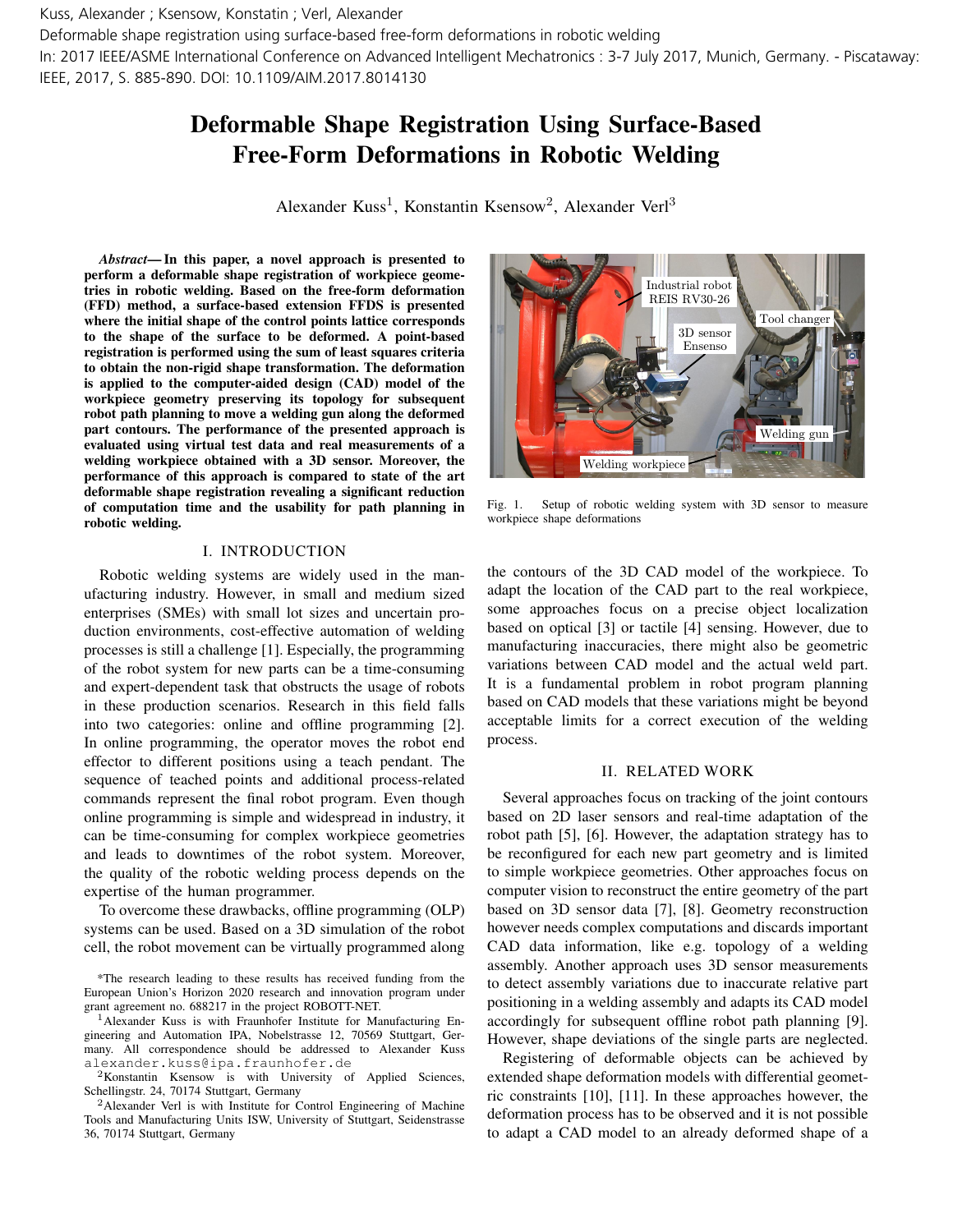Kuss, Alexander ; Ksensow, Konstatin ; Verl, Alexander
Deformable shape registration using surface-based free-form deformations in robotic welding
In: 2017 IEEE/ASME International Conference on Advanced Intelligent Mechatronics : 3-7 July 2017, Munich, Germany. - Piscataway: IEEE, 2017, S. 885-890. DOI: 10.1109/AIM.2017.8014130

# Deformable Shape Registration Using Surface-Based Free-Form Deformations in Robotic Welding

Alexander Kuss[1], Konstantin Ksensow[2], Alexander Verl[3]

***Abstract*— In this paper, a novel approach is presented to perform a deformable shape registration of workpiece geometries in robotic welding. Based on the free-form deformation (FFD) method, a surface-based extension FFDS is presented where the initial shape of the control points lattice corresponds to the shape of the surface to be deformed. A point-based registration is performed using the sum of least squares criteria to obtain the non-rigid shape transformation. The deformation is applied to the computer-aided design (CAD) model of the workpiece geometry preserving its topology for subsequent robot path planning to move a welding gun along the deformed part contours. The performance of the presented approach is evaluated using virtual test data and real measurements of a welding workpiece obtained with a 3D sensor. Moreover, the performance of this approach is compared to state of the art deformable shape registration revealing a significant reduction of computation time and the usability for path planning in robotic welding.**

Industrial robot REIS RV30-26

Tool changer

3D sensor Ensenso

Welding gun

Welding workpiece

Fig. 1. Setup of robotic welding system with 3D sensor to measure workpiece shape deformations

## I. INTRODUCTION

Robotic welding systems are widely used in the manufacturing industry. However, in small and medium sized enterprises (SMEs) with small lot sizes and uncertain production environments, cost-effective automation of welding processes is still a challenge [1]. Especially, the programming of the robot system for new parts can be a time-consuming and expert-dependent task that obstructs the usage of robots in these production scenarios. Research in this field falls into two categories: online and offline programming [2]. In online programming, the operator moves the robot end effector to different positions using a teach pendant. The sequence of teached points and additional process-related commands represent the final robot program. Even though online programming is simple and widespread in industry, it can be time-consuming for complex workpiece geometries and leads to downtimes of the robot system. Moreover, the quality of the robotic welding process depends on the expertise of the human programmer.

To overcome these drawbacks, offline programming (OLP) systems can be used. Based on a 3D simulation of the robot cell, the robot movement can be virtually programmed along the contours of the 3D CAD model of the workpiece. To adapt the location of the CAD part to the real workpiece, some approaches focus on a precise object localization based on optical [3] or tactile [4] sensing. However, due to manufacturing inaccuracies, there might also be geometric variations between CAD model and the actual weld part. It is a fundamental problem in robot program planning based on CAD models that these variations might be beyond acceptable limits for a correct execution of the welding process.

## II. RELATED WORK

Several approaches focus on tracking of the joint contours based on 2D laser sensors and real-time adaptation of the robot path [5], [6]. However, the adaptation strategy has to be reconfigured for each new part geometry and is limited to simple workpiece geometries. Other approaches focus on computer vision to reconstruct the entire geometry of the part based on 3D sensor data [7], [8]. Geometry reconstruction however needs complex computations and discards important CAD data information, like e.g. topology of a welding assembly. Another approach uses 3D sensor measurements to detect assembly variations due to inaccurate relative part positioning in a welding assembly and adapts its CAD model accordingly for subsequent offline robot path planning [9]. However, shape deviations of the single parts are neglected.

Registering of deformable objects can be achieved by extended shape deformation models with differential geometric constraints [10], [11]. In these approaches however, the deformation process has to be observed and it is not possible to adapt a CAD model to an already deformed shape of a

*The research leading to these results has received funding from the European Union's Horizon 2020 research and innovation program under grant agreement no. 688217 in the project ROBOTT-NET.

[1]Alexander Kuss is with Fraunhofer Institute for Manufacturing Engineering and Automation IPA, Nobelstrasse 12, 70569 Stuttgart, Germany. All correspondence should be addressed to Alexander Kuss alexander.kuss@ipa.fraunhofer.de

[2]Konstantin Ksensow is with University of Applied Sciences, Schellingstr. 24, 70174 Stuttgart, Germany

[2]Alexander Verl is with Institute for Control Engineering of Machine Tools and Manufacturing Units ISW, University of Stuttgart, Seidenstrasse 36, 70174 Stuttgart, Germany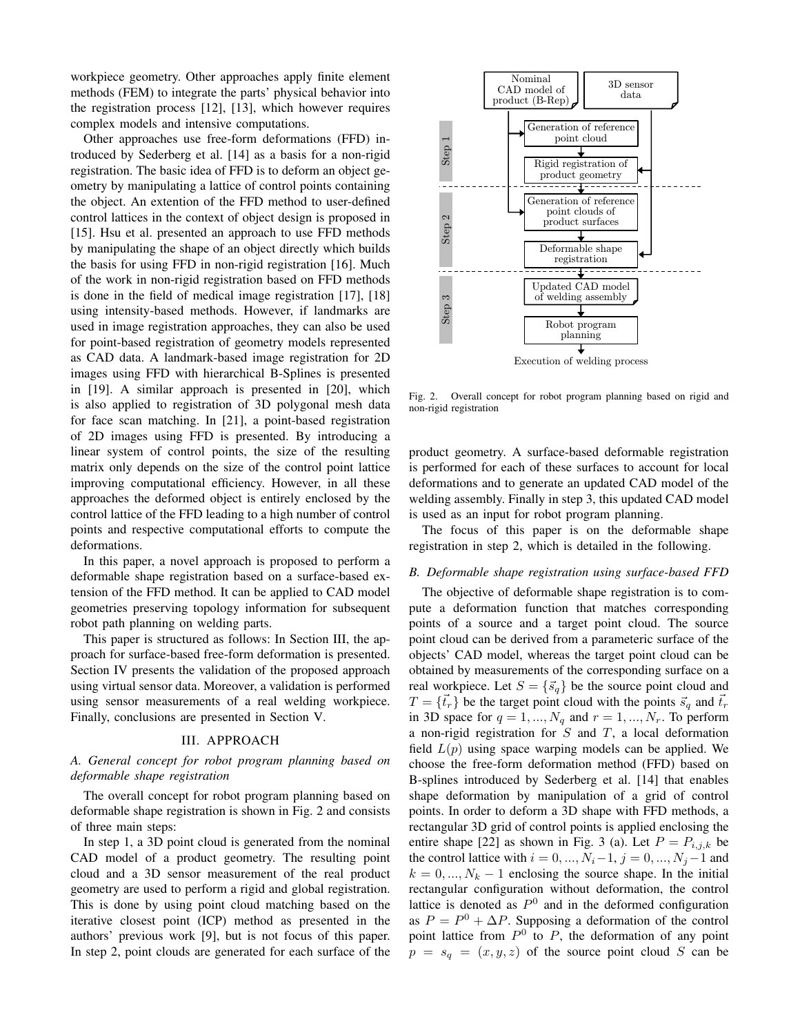workpiece geometry. Other approaches apply finite element methods (FEM) to integrate the parts' physical behavior into the registration process [12], [13], which however requires complex models and intensive computations.

Other approaches use free-form deformations (FFD) introduced by Sederberg et al. [14] as a basis for a non-rigid registration. The basic idea of FFD is to deform an object geometry by manipulating a lattice of control points containing the object. An extention of the FFD method to user-defined control lattices in the context of object design is proposed in [15]. Hsu et al. presented an approach to use FFD methods by manipulating the shape of an object directly which builds the basis for using FFD in non-rigid registration [16]. Much of the work in non-rigid registration based on FFD methods is done in the field of medical image registration [17], [18] using intensity-based methods. However, if landmarks are used in image registration approaches, they can also be used for point-based registration of geometry models represented as CAD data. A landmark-based image registration for 2D images using FFD with hierarchical B-Splines is presented in [19]. A similar approach is presented in [20], which is also applied to registration of 3D polygonal mesh data for face scan matching. In [21], a point-based registration of 2D images using FFD is presented. By introducing a linear system of control points, the size of the resulting matrix only depends on the size of the control point lattice improving computational efficiency. However, in all these approaches the deformed object is entirely enclosed by the control lattice of the FFD leading to a high number of control points and respective computational efforts to compute the deformations.

In this paper, a novel approach is proposed to perform a deformable shape registration based on a surface-based extension of the FFD method. It can be applied to CAD model geometries preserving topology information for subsequent robot path planning on welding parts.

This paper is structured as follows: In Section III, the approach for surface-based free-form deformation is presented. Section IV presents the validation of the proposed approach using virtual sensor data. Moreover, a validation is performed using sensor measurements of a real welding workpiece. Finally, conclusions are presented in Section V.

## III. APPROACH

### A. General concept for robot program planning based on deformable shape registration

The overall concept for robot program planning based on deformable shape registration is shown in Fig. 2 and consists of three main steps:

In step 1, a 3D point cloud is generated from the nominal CAD model of a product geometry. The resulting point cloud and a 3D sensor measurement of the real product geometry are used to perform a rigid and global registration. This is done by using point cloud matching based on the iterative closest point (ICP) method as presented in the authors' previous work [9], but is not focus of this paper. In step 2, point clouds are generated for each surface of the

Nominal CAD model of product (B-Rep) | 3D sensor data

Step 1: Generation of reference point cloud → Rigid registration of product geometry

Step 2: Generation of reference point clouds of product surfaces → Deformable shape registration

Step 3: Updated CAD model of welding assembly → Robot program planning

Execution of welding process

Fig. 2. Overall concept for robot program planning based on rigid and non-rigid registration

product geometry. A surface-based deformable registration is performed for each of these surfaces to account for local deformations and to generate an updated CAD model of the welding assembly. Finally in step 3, this updated CAD model is used as an input for robot program planning.

The focus of this paper is on the deformable shape registration in step 2, which is detailed in the following.

### B. Deformable shape registration using surface-based FFD

The objective of deformable shape registration is to compute a deformation function that matches corresponding points of a source and a target point cloud. The source point cloud can be derived from a parameteric surface of the objects' CAD model, whereas the target point cloud can be obtained by measurements of the corresponding surface on a real workpiece. Let $S = \{\vec{s}_q\}$ be the source point cloud and $T = \{\vec{t}_r\}$ be the target point cloud with the points $\vec{s}_q$ and $\vec{t}_r$ in 3D space for $q = 1, ..., N_q$ and $r = 1, ..., N_r$. To perform a non-rigid registration for $S$ and $T$, a local deformation field $L(p)$ using space warping models can be applied. We choose the free-form deformation method (FFD) based on B-splines introduced by Sederberg et al. [14] that enables shape deformation by manipulation of a grid of control points. In order to deform a 3D shape with FFD methods, a rectangular 3D grid of control points is applied enclosing the entire shape [22] as shown in Fig. 3 (a). Let $P = P_{i,j,k}$ be the control lattice with $i = 0, ..., N_i-1$, $j = 0, ..., N_j-1$ and $k = 0, ..., N_k - 1$ enclosing the source shape. In the initial rectangular configuration without deformation, the control lattice is denoted as $P^0$ and in the deformed configuration as $P = P^0 + \Delta P$. Supposing a deformation of the control point lattice from $P^0$ to $P$, the deformation of any point $p = s_q = (x, y, z)$ of the source point cloud $S$ can be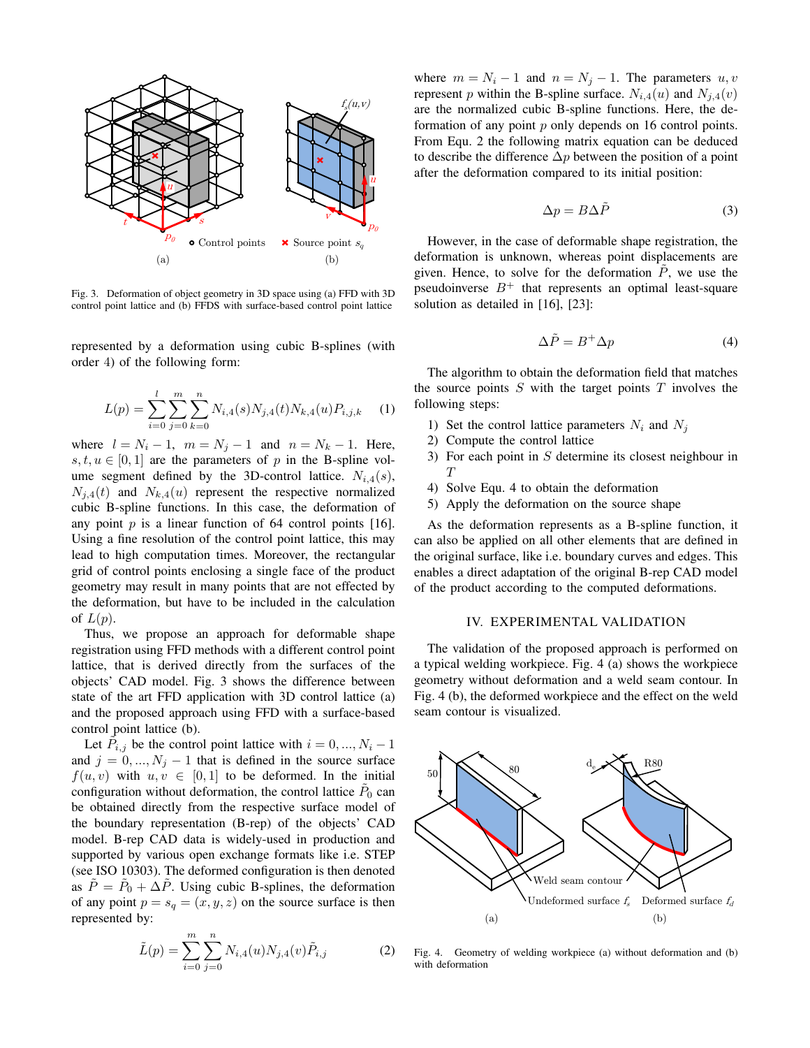Fig. 3. Deformation of object geometry in 3D space using (a) FFD with 3D control point lattice and (b) FFDS with surface-based control point lattice

represented by a deformation using cubic B-splines (with order 4) of the following form:

$$L(p) = \sum_{i=0}^{l} \sum_{j=0}^{m} \sum_{k=0}^{n} N_{i,4}(s) N_{j,4}(t) N_{k,4}(u) P_{i,j,k} \quad (1)$$

where $l = N_i - 1$, $m = N_j - 1$ and $n = N_k - 1$. Here, $s, t, u \in [0, 1]$ are the parameters of $p$ in the B-spline volume segment defined by the 3D-control lattice. $N_{i,4}(s)$, $N_{j,4}(t)$ and $N_{k,4}(u)$ represent the respective normalized cubic B-spline functions. In this case, the deformation of any point $p$ is a linear function of 64 control points [16]. Using a fine resolution of the control point lattice, this may lead to high computation times. Moreover, the rectangular grid of control points enclosing a single face of the product geometry may result in many points that are not effected by the deformation, but have to be included in the calculation of $L(p)$.

Thus, we propose an approach for deformable shape registration using FFD methods with a different control point lattice, that is derived directly from the surfaces of the objects' CAD model. Fig. 3 shows the difference between state of the art FFD application with 3D control lattice (a) and the proposed approach using FFD with a surface-based control point lattice (b).

Let $\tilde{P}_{i,j}$ be the control point lattice with $i = 0, ..., N_i - 1$ and $j = 0, ..., N_j - 1$ that is defined in the source surface $f(u, v)$ with $u, v \in [0, 1]$ to be deformed. In the initial configuration without deformation, the control lattice $\tilde{P}_0$ can be obtained directly from the respective surface model of the boundary representation (B-rep) of the objects' CAD model. B-rep CAD data is widely-used in production and supported by various open exchange formats like i.e. STEP (see ISO 10303). The deformed configuration is then denoted as $\tilde{P} = \tilde{P}_0 + \Delta\tilde{P}$. Using cubic B-splines, the deformation of any point $p = s_q = (x, y, z)$ on the source surface is then represented by:

$$\tilde{L}(p) = \sum_{i=0}^{m} \sum_{j=0}^{n} N_{i,4}(u) N_{j,4}(v) \tilde{P}_{i,j} \quad (2)$$

where $m = N_i - 1$ and $n = N_j - 1$. The parameters $u, v$ represent $p$ within the B-spline surface. $N_{i,4}(u)$ and $N_{j,4}(v)$ are the normalized cubic B-spline functions. Here, the deformation of any point $p$ only depends on 16 control points. From Equ. 2 the following matrix equation can be deduced to describe the difference $\Delta p$ between the position of a point after the deformation compared to its initial position:

$$\Delta p = B \Delta\tilde{P} \quad (3)$$

However, in the case of deformable shape registration, the deformation is unknown, whereas point displacements are given. Hence, to solve for the deformation $\tilde{P}$, we use the pseudoinverse $B^+$ that represents an optimal least-square solution as detailed in [16], [23]:

$$\Delta\tilde{P} = B^+ \Delta p \quad (4)$$

The algorithm to obtain the deformation field that matches the source points $S$ with the target points $T$ involves the following steps:

1) Set the control lattice parameters $N_i$ and $N_j$
2) Compute the control lattice
3) For each point in $S$ determine its closest neighbour in $T$
4) Solve Equ. 4 to obtain the deformation
5) Apply the deformation on the source shape

As the deformation represents as a B-spline function, it can also be applied on all other elements that are defined in the original surface, like i.e. boundary curves and edges. This enables a direct adaptation of the original B-rep CAD model of the product according to the computed deformations.

## IV. EXPERIMENTAL VALIDATION

The validation of the proposed approach is performed on a typical welding workpiece. Fig. 4 (a) shows the workpiece geometry without deformation and a weld seam contour. In Fig. 4 (b), the deformed workpiece and the effect on the weld seam contour is visualized.

Fig. 4. Geometry of welding workpiece (a) without deformation and (b) with deformation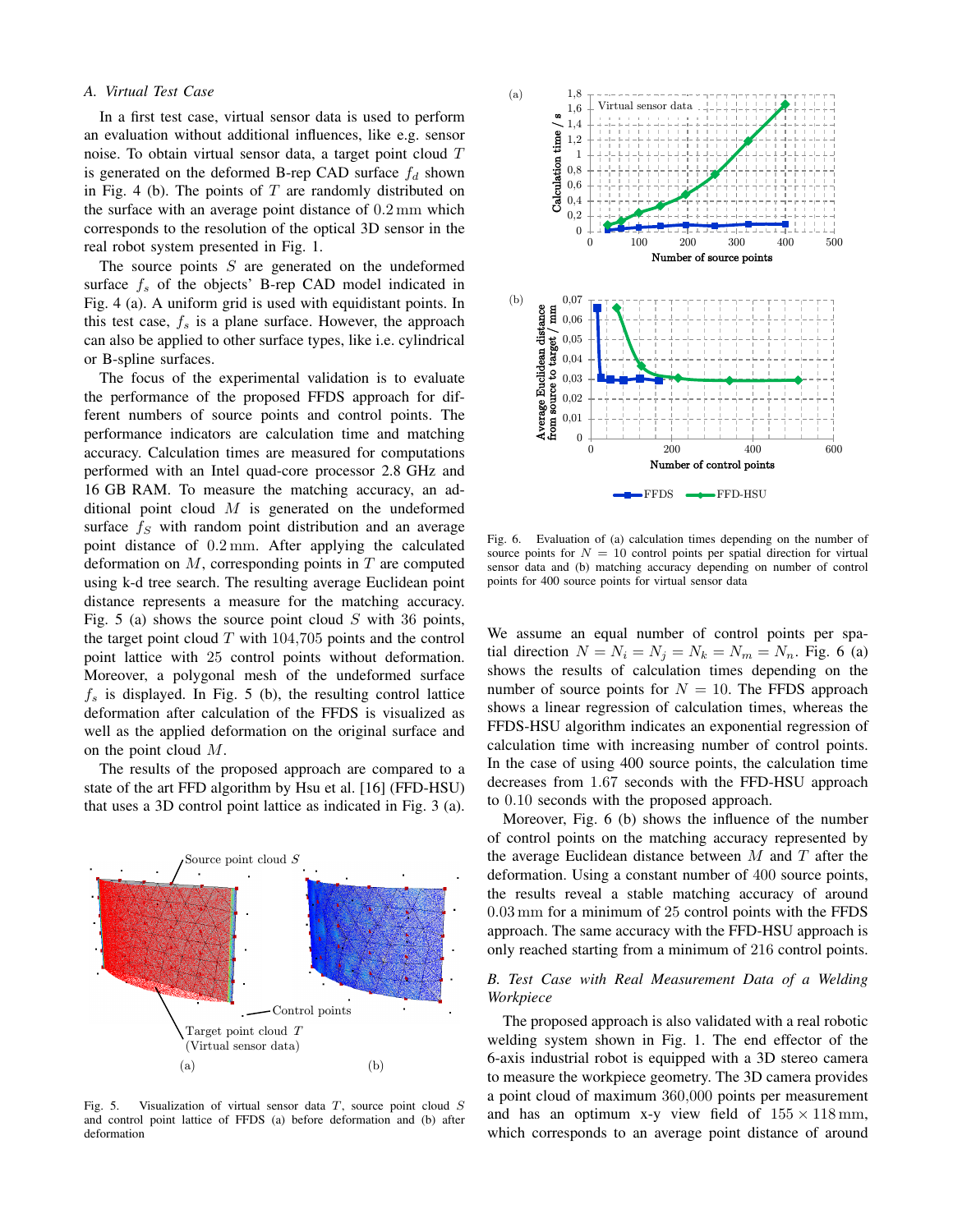### A. Virtual Test Case

In a first test case, virtual sensor data is used to perform an evaluation without additional influences, like e.g. sensor noise. To obtain virtual sensor data, a target point cloud $T$ is generated on the deformed B-rep CAD surface $f_d$ shown in Fig. 4 (b). The points of $T$ are randomly distributed on the surface with an average point distance of $0.2\,\mathrm{mm}$ which corresponds to the resolution of the optical 3D sensor in the real robot system presented in Fig. 1.

The source points $S$ are generated on the undeformed surface $f_s$ of the objects' B-rep CAD model indicated in Fig. 4 (a). A uniform grid is used with equidistant points. In this test case, $f_s$ is a plane surface. However, the approach can also be applied to other surface types, like i.e. cylindrical or B-spline surfaces.

The focus of the experimental validation is to evaluate the performance of the proposed FFDS approach for different numbers of source points and control points. The performance indicators are calculation time and matching accuracy. Calculation times are measured for computations performed with an Intel quad-core processor 2.8 GHz and 16 GB RAM. To measure the matching accuracy, an additional point cloud $M$ is generated on the undeformed surface $f_S$ with random point distribution and an average point distance of $0.2\,\mathrm{mm}$. After applying the calculated deformation on $M$, corresponding points in $T$ are computed using k-d tree search. The resulting average Euclidean point distance represents a measure for the matching accuracy. Fig. 5 (a) shows the source point cloud $S$ with 36 points, the target point cloud $T$ with $104{,}705$ points and the control point lattice with 25 control points without deformation. Moreover, a polygonal mesh of the undeformed surface $f_s$ is displayed. In Fig. 5 (b), the resulting control lattice deformation after calculation of the FFDS is visualized as well as the applied deformation on the original surface and on the point cloud $M$.

The results of the proposed approach are compared to a state of the art FFD algorithm by Hsu et al. [16] (FFD-HSU) that uses a 3D control point lattice as indicated in Fig. 3 (a).

Fig. 5. Visualization of virtual sensor data $T$, source point cloud $S$ and control point lattice of FFDS (a) before deformation and (b) after deformation

Fig. 6. Evaluation of (a) calculation times depending on the number of source points for $N = 10$ control points per spatial direction for virtual sensor data and (b) matching accuracy depending on number of control points for 400 source points for virtual sensor data

We assume an equal number of control points per spatial direction $N = N_i = N_j = N_k = N_m = N_n$. Fig. 6 (a) shows the results of calculation times depending on the number of source points for $N = 10$. The FFDS approach shows a linear regression of calculation times, whereas the FFDS-HSU algorithm indicates an exponential regression of calculation time with increasing number of control points. In the case of using 400 source points, the calculation time decreases from 1.67 seconds with the FFD-HSU approach to 0.10 seconds with the proposed approach.

Moreover, Fig. 6 (b) shows the influence of the number of control points on the matching accuracy represented by the average Euclidean distance between $M$ and $T$ after the deformation. Using a constant number of 400 source points, the results reveal a stable matching accuracy of around $0.03\,\mathrm{mm}$ for a minimum of 25 control points with the FFDS approach. The same accuracy with the FFD-HSU approach is only reached starting from a minimum of 216 control points.

### B. Test Case with Real Measurement Data of a Welding Workpiece

The proposed approach is also validated with a real robotic welding system shown in Fig. 1. The end effector of the 6-axis industrial robot is equipped with a 3D stereo camera to measure the workpiece geometry. The 3D camera provides a point cloud of maximum $360{,}000$ points per measurement and has an optimum x-y view field of $155 \times 118\,\mathrm{mm}$, which corresponds to an average point distance of around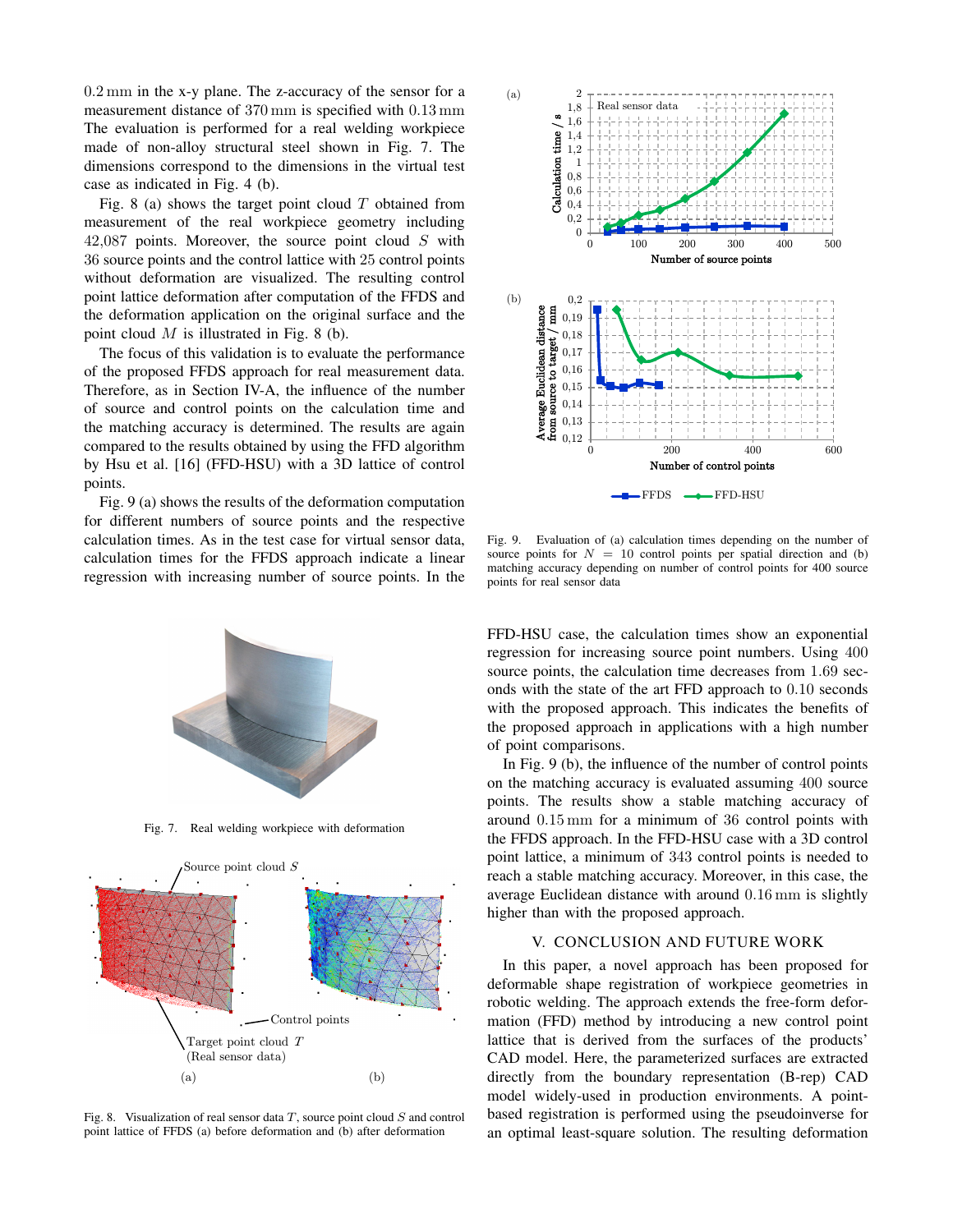0.2 mm in the x-y plane. The z-accuracy of the sensor for a measurement distance of 370 mm is specified with 0.13 mm The evaluation is performed for a real welding workpiece made of non-alloy structural steel shown in Fig. 7. The dimensions correspond to the dimensions in the virtual test case as indicated in Fig. 4 (b).

Fig. 8 (a) shows the target point cloud $T$ obtained from measurement of the real workpiece geometry including 42,087 points. Moreover, the source point cloud $S$ with 36 source points and the control lattice with 25 control points without deformation are visualized. The resulting control point lattice deformation after computation of the FFDS and the deformation application on the original surface and the point cloud $M$ is illustrated in Fig. 8 (b).

The focus of this validation is to evaluate the performance of the proposed FFDS approach for real measurement data. Therefore, as in Section IV-A, the influence of the number of source and control points on the calculation time and the matching accuracy is determined. The results are again compared to the results obtained by using the FFD algorithm by Hsu et al. [16] (FFD-HSU) with a 3D lattice of control points.

Fig. 9 (a) shows the results of the deformation computation for different numbers of source points and the respective calculation times. As in the test case for virtual sensor data, calculation times for the FFDS approach indicate a linear regression with increasing number of source points. In the FFD-HSU case, the calculation times show an exponential regression for increasing source point numbers. Using 400 source points, the calculation time decreases from 1.69 seconds with the state of the art FFD approach to 0.10 seconds with the proposed approach. This indicates the benefits of the proposed approach in applications with a high number of point comparisons.

In Fig. 9 (b), the influence of the number of control points on the matching accuracy is evaluated assuming 400 source points. The results show a stable matching accuracy of around 0.15 mm for a minimum of 36 control points with the FFDS approach. In the FFD-HSU case with a 3D control point lattice, a minimum of 343 control points is needed to reach a stable matching accuracy. Moreover, in this case, the average Euclidean distance with around 0.16 mm is slightly higher than with the proposed approach.

Fig. 7. Real welding workpiece with deformation

Fig. 8. Visualization of real sensor data $T$, source point cloud $S$ and control point lattice of FFDS (a) before deformation and (b) after deformation

Fig. 9. Evaluation of (a) calculation times depending on the number of source points for $N = 10$ control points per spatial direction and (b) matching accuracy depending on number of control points for 400 source points for real sensor data

## V. CONCLUSION AND FUTURE WORK

In this paper, a novel approach has been proposed for deformable shape registration of workpiece geometries in robotic welding. The approach extends the free-form deformation (FFD) method by introducing a new control point lattice that is derived from the surfaces of the products' CAD model. Here, the parameterized surfaces are extracted directly from the boundary representation (B-rep) CAD model widely-used in production environments. A point-based registration is performed using the pseudoinverse for an optimal least-square solution. The resulting deformation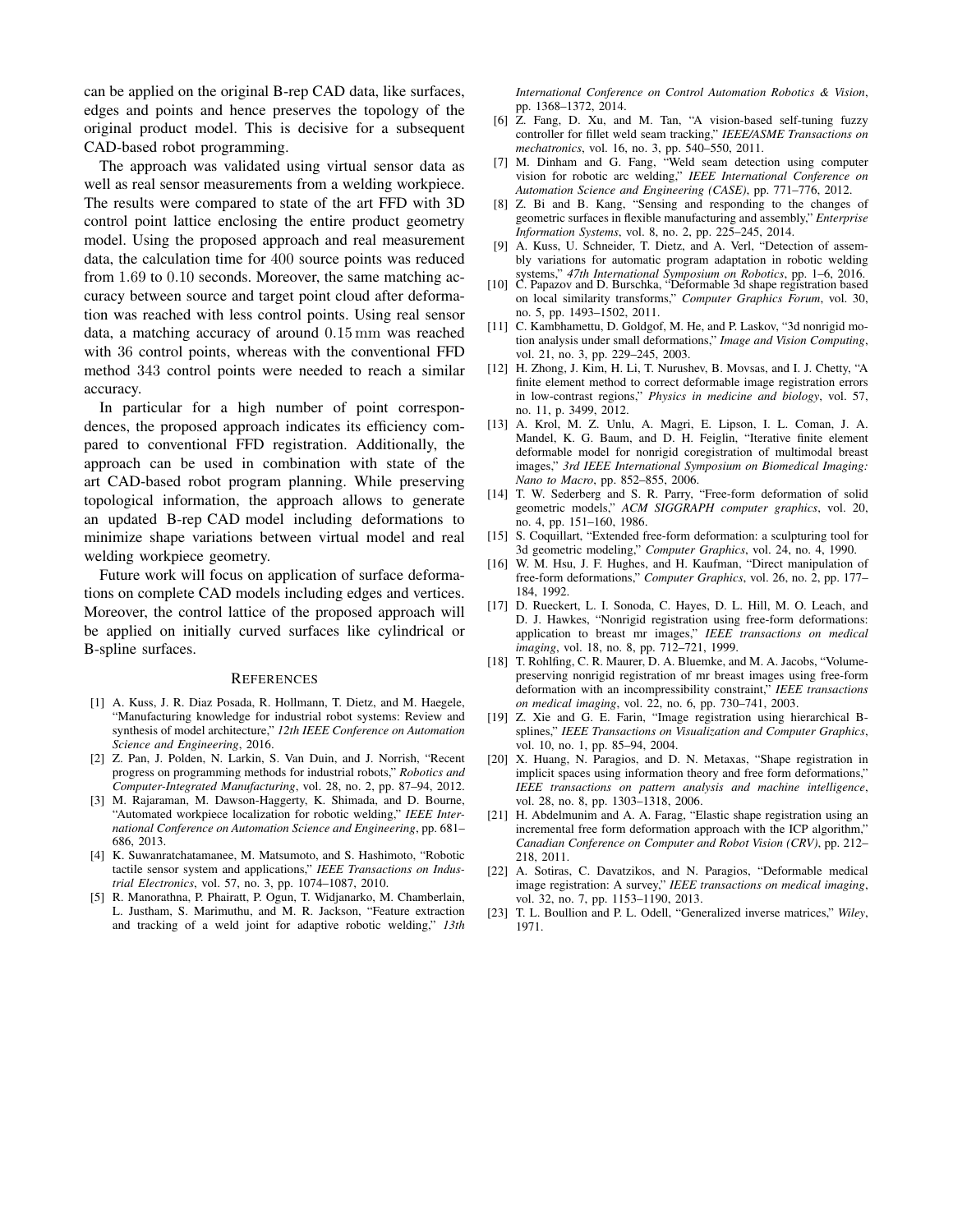can be applied on the original B-rep CAD data, like surfaces, edges and points and hence preserves the topology of the original product model. This is decisive for a subsequent CAD-based robot programming.

The approach was validated using virtual sensor data as well as real sensor measurements from a welding workpiece. The results were compared to state of the art FFD with 3D control point lattice enclosing the entire product geometry model. Using the proposed approach and real measurement data, the calculation time for $400$ source points was reduced from $1.69$ to $0.10$ seconds. Moreover, the same matching accuracy between source and target point cloud after deformation was reached with less control points. Using real sensor data, a matching accuracy of around $0.15\,\mathrm{mm}$ was reached with $36$ control points, whereas with the conventional FFD method $343$ control points were needed to reach a similar accuracy.

In particular for a high number of point correspondences, the proposed approach indicates its efficiency compared to conventional FFD registration. Additionally, the approach can be used in combination with state of the art CAD-based robot program planning. While preserving topological information, the approach allows to generate an updated B-rep CAD model including deformations to minimize shape variations between virtual model and real welding workpiece geometry.

Future work will focus on application of surface deformations on complete CAD models including edges and vertices. Moreover, the control lattice of the proposed approach will be applied on initially curved surfaces like cylindrical or B-spline surfaces.

## References

[1] A. Kuss, J. R. Diaz Posada, R. Hollmann, T. Dietz, and M. Haegele, "Manufacturing knowledge for industrial robot systems: Review and synthesis of model architecture," *12th IEEE Conference on Automation Science and Engineering*, 2016.

[2] Z. Pan, J. Polden, N. Larkin, S. Van Duin, and J. Norrish, "Recent progress on programming methods for industrial robots," *Robotics and Computer-Integrated Manufacturing*, vol. 28, no. 2, pp. 87–94, 2012.

[3] M. Rajaraman, M. Dawson-Haggerty, K. Shimada, and D. Bourne, "Automated workpiece localization for robotic welding," *IEEE International Conference on Automation Science and Engineering*, pp. 681–686, 2013.

[4] K. Suwanratchatamanee, M. Matsumoto, and S. Hashimoto, "Robotic tactile sensor system and applications," *IEEE Transactions on Industrial Electronics*, vol. 57, no. 3, pp. 1074–1087, 2010.

[5] R. Manorathna, P. Phairatt, P. Ogun, T. Widjanarko, M. Chamberlain, L. Justham, S. Marimuthu, and M. R. Jackson, "Feature extraction and tracking of a weld joint for adaptive robotic welding," *13th International Conference on Control Automation Robotics & Vision*, pp. 1368–1372, 2014.

[6] Z. Fang, D. Xu, and M. Tan, "A vision-based self-tuning fuzzy controller for fillet weld seam tracking," *IEEE/ASME Transactions on mechatronics*, vol. 16, no. 3, pp. 540–550, 2011.

[7] M. Dinham and G. Fang, "Weld seam detection using computer vision for robotic arc welding," *IEEE International Conference on Automation Science and Engineering (CASE)*, pp. 771–776, 2012.

[8] Z. Bi and B. Kang, "Sensing and responding to the changes of geometric surfaces in flexible manufacturing and assembly," *Enterprise Information Systems*, vol. 8, no. 2, pp. 225–245, 2014.

[9] A. Kuss, U. Schneider, T. Dietz, and A. Verl, "Detection of assembly variations for automatic program adaptation in robotic welding systems," *47th International Symposium on Robotics*, pp. 1–6, 2016.

[10] C. Papazov and D. Burschka, "Deformable 3d shape registration based on local similarity transforms," *Computer Graphics Forum*, vol. 30, no. 5, pp. 1493–1502, 2011.

[11] C. Kambhamettu, D. Goldgof, M. He, and P. Laskov, "3d nonrigid motion analysis under small deformations," *Image and Vision Computing*, vol. 21, no. 3, pp. 229–245, 2003.

[12] H. Zhong, J. Kim, H. Li, T. Nurushev, B. Movsas, and I. J. Chetty, "A finite element method to correct deformable image registration errors in low-contrast regions," *Physics in medicine and biology*, vol. 57, no. 11, p. 3499, 2012.

[13] A. Krol, M. Z. Unlu, A. Magri, E. Lipson, I. L. Coman, J. A. Mandel, K. G. Baum, and D. H. Feiglin, "Iterative finite element deformable model for nonrigid coregistration of multimodal breast images," *3rd IEEE International Symposium on Biomedical Imaging: Nano to Macro*, pp. 852–855, 2006.

[14] T. W. Sederberg and S. R. Parry, "Free-form deformation of solid geometric models," *ACM SIGGRAPH computer graphics*, vol. 20, no. 4, pp. 151–160, 1986.

[15] S. Coquillart, "Extended free-form deformation: a sculpturing tool for 3d geometric modeling," *Computer Graphics*, vol. 24, no. 4, 1990.

[16] W. M. Hsu, J. F. Hughes, and H. Kaufman, "Direct manipulation of free-form deformations," *Computer Graphics*, vol. 26, no. 2, pp. 177–184, 1992.

[17] D. Rueckert, L. I. Sonoda, C. Hayes, D. L. Hill, M. O. Leach, and D. J. Hawkes, "Nonrigid registration using free-form deformations: application to breast mr images," *IEEE transactions on medical imaging*, vol. 18, no. 8, pp. 712–721, 1999.

[18] T. Rohlfing, C. R. Maurer, D. A. Bluemke, and M. A. Jacobs, "Volume-preserving nonrigid registration of mr breast images using free-form deformation with an incompressibility constraint," *IEEE transactions on medical imaging*, vol. 22, no. 6, pp. 730–741, 2003.

[19] Z. Xie and G. E. Farin, "Image registration using hierarchical B-splines," *IEEE Transactions on Visualization and Computer Graphics*, vol. 10, no. 1, pp. 85–94, 2004.

[20] X. Huang, N. Paragios, and D. N. Metaxas, "Shape registration in implicit spaces using information theory and free form deformations," *IEEE transactions on pattern analysis and machine intelligence*, vol. 28, no. 8, pp. 1303–1318, 2006.

[21] H. Abdelmunim and A. A. Farag, "Elastic shape registration using an incremental free form deformation approach with the ICP algorithm," *Canadian Conference on Computer and Robot Vision (CRV)*, pp. 212–218, 2011.

[22] A. Sotiras, C. Davatzikos, and N. Paragios, "Deformable medical image registration: A survey," *IEEE transactions on medical imaging*, vol. 32, no. 7, pp. 1153–1190, 2013.

[23] T. L. Boullion and P. L. Odell, "Generalized inverse matrices," *Wiley*, 1971.